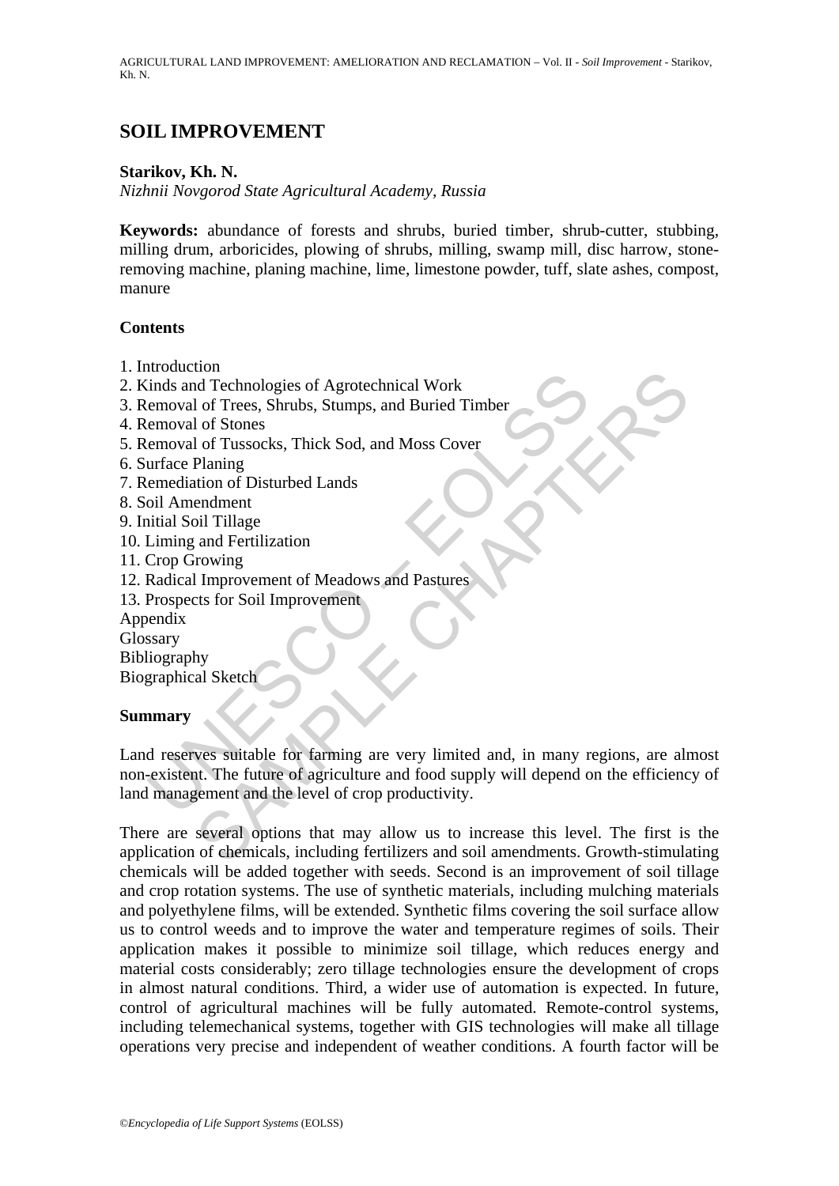# SOIL IMPROVEMENT

**Starikov, Kh. N.**

*Nizhnii Novgorod State Agricultural Academy, Russia*

**Keywords:** abundance of forests and shrubs, buried timber, shrub-cutter, stubbing, milling drum, arboricides, plowing of shrubs, milling, swamp mill, disc harrow, stone-removing machine, planing machine, lime, limestone powder, tuff, slate ashes, compost, manure

**Contents**

1. Introduction
2. Kinds and Technologies of Agrotechnical Work
3. Removal of Trees, Shrubs, Stumps, and Buried Timber
4. Removal of Stones
5. Removal of Tussocks, Thick Sod, and Moss Cover
6. Surface Planing
7. Remediation of Disturbed Lands
8. Soil Amendment
9. Initial Soil Tillage
10. Liming and Fertilization
11. Crop Growing
12. Radical Improvement of Meadows and Pastures
13. Prospects for Soil Improvement

Appendix
Glossary
Bibliography
Biographical Sketch

**Summary**

Land reserves suitable for farming are very limited and, in many regions, are almost non-existent. The future of agriculture and food supply will depend on the efficiency of land management and the level of crop productivity.

There are several options that may allow us to increase this level. The first is the application of chemicals, including fertilizers and soil amendments. Growth-stimulating chemicals will be added together with seeds. Second is an improvement of soil tillage and crop rotation systems. The use of synthetic materials, including mulching materials and polyethylene films, will be extended. Synthetic films covering the soil surface allow us to control weeds and to improve the water and temperature regimes of soils. Their application makes it possible to minimize soil tillage, which reduces energy and material costs considerably; zero tillage technologies ensure the development of crops in almost natural conditions. Third, a wider use of automation is expected. In future, control of agricultural machines will be fully automated. Remote-control systems, including telemechanical systems, together with GIS technologies will make all tillage operations very precise and independent of weather conditions. A fourth factor will be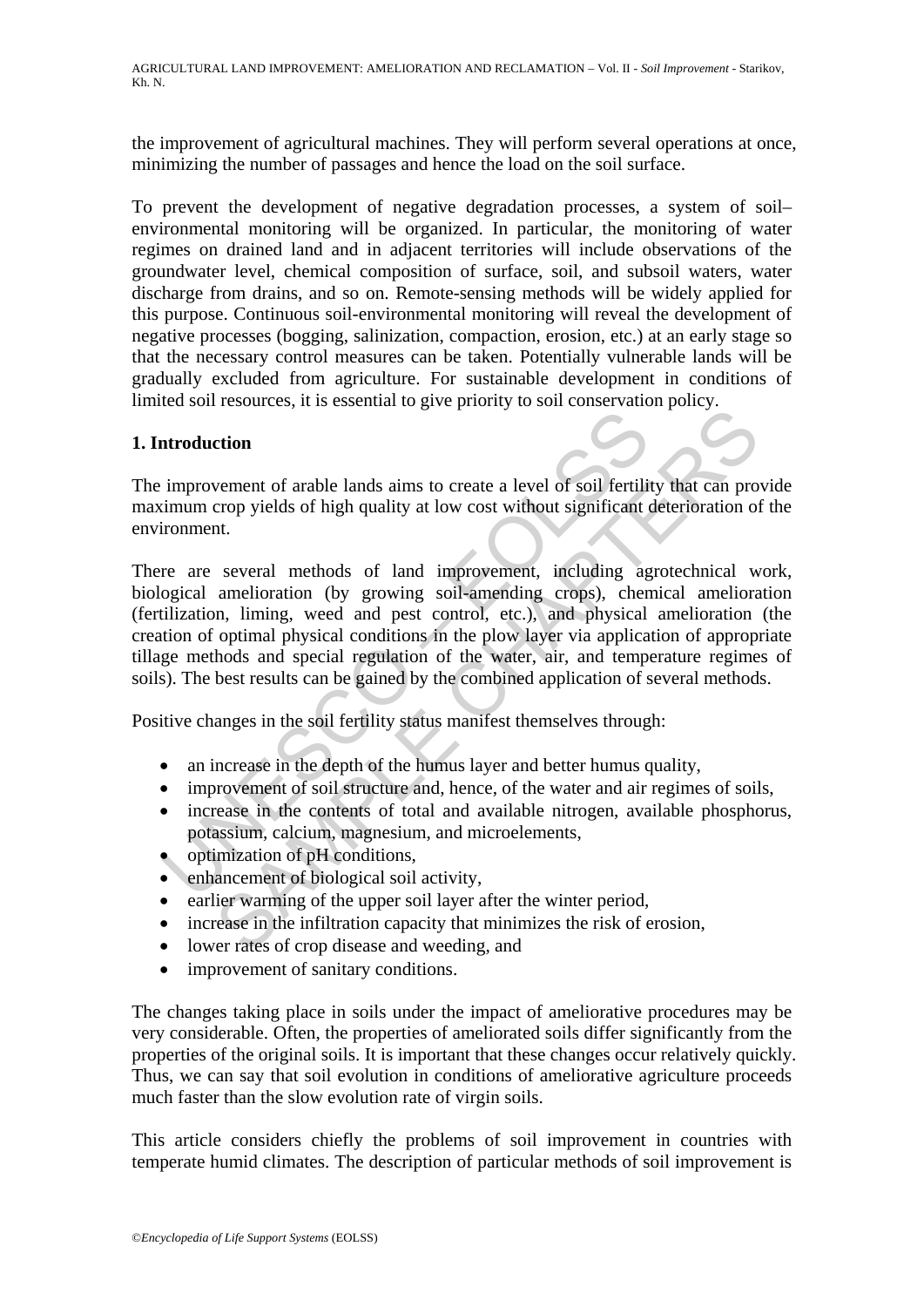the improvement of agricultural machines. They will perform several operations at once, minimizing the number of passages and hence the load on the soil surface.

To prevent the development of negative degradation processes, a system of soil–environmental monitoring will be organized. In particular, the monitoring of water regimes on drained land and in adjacent territories will include observations of the groundwater level, chemical composition of surface, soil, and subsoil waters, water discharge from drains, and so on. Remote-sensing methods will be widely applied for this purpose. Continuous soil-environmental monitoring will reveal the development of negative processes (bogging, salinization, compaction, erosion, etc.) at an early stage so that the necessary control measures can be taken. Potentially vulnerable lands will be gradually excluded from agriculture. For sustainable development in conditions of limited soil resources, it is essential to give priority to soil conservation policy.

## 1. Introduction

The improvement of arable lands aims to create a level of soil fertility that can provide maximum crop yields of high quality at low cost without significant deterioration of the environment.

There are several methods of land improvement, including agrotechnical work, biological amelioration (by growing soil-amending crops), chemical amelioration (fertilization, liming, weed and pest control, etc.), and physical amelioration (the creation of optimal physical conditions in the plow layer via application of appropriate tillage methods and special regulation of the water, air, and temperature regimes of soils). The best results can be gained by the combined application of several methods.

Positive changes in the soil fertility status manifest themselves through:

- an increase in the depth of the humus layer and better humus quality,
- improvement of soil structure and, hence, of the water and air regimes of soils,
- increase in the contents of total and available nitrogen, available phosphorus, potassium, calcium, magnesium, and microelements,
- optimization of pH conditions,
- enhancement of biological soil activity,
- earlier warming of the upper soil layer after the winter period,
- increase in the infiltration capacity that minimizes the risk of erosion,
- lower rates of crop disease and weeding, and
- improvement of sanitary conditions.

The changes taking place in soils under the impact of ameliorative procedures may be very considerable. Often, the properties of ameliorated soils differ significantly from the properties of the original soils. It is important that these changes occur relatively quickly. Thus, we can say that soil evolution in conditions of ameliorative agriculture proceeds much faster than the slow evolution rate of virgin soils.

This article considers chiefly the problems of soil improvement in countries with temperate humid climates. The description of particular methods of soil improvement is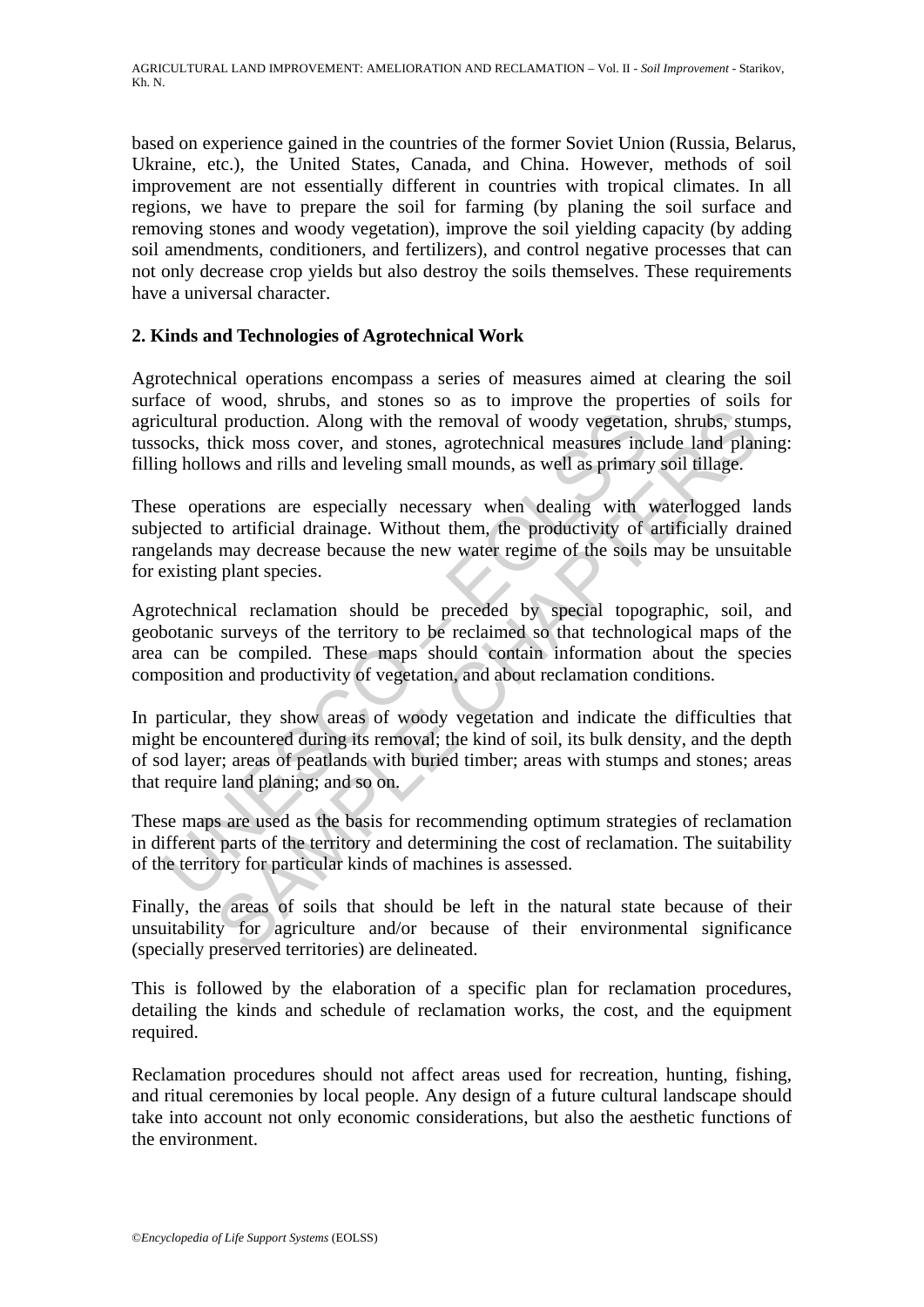based on experience gained in the countries of the former Soviet Union (Russia, Belarus, Ukraine, etc.), the United States, Canada, and China. However, methods of soil improvement are not essentially different in countries with tropical climates. In all regions, we have to prepare the soil for farming (by planing the soil surface and removing stones and woody vegetation), improve the soil yielding capacity (by adding soil amendments, conditioners, and fertilizers), and control negative processes that can not only decrease crop yields but also destroy the soils themselves. These requirements have a universal character.

## 2. Kinds and Technologies of Agrotechnical Work

Agrotechnical operations encompass a series of measures aimed at clearing the soil surface of wood, shrubs, and stones so as to improve the properties of soils for agricultural production. Along with the removal of woody vegetation, shrubs, stumps, tussocks, thick moss cover, and stones, agrotechnical measures include land planing: filling hollows and rills and leveling small mounds, as well as primary soil tillage.

These operations are especially necessary when dealing with waterlogged lands subjected to artificial drainage. Without them, the productivity of artificially drained rangelands may decrease because the new water regime of the soils may be unsuitable for existing plant species.

Agrotechnical reclamation should be preceded by special topographic, soil, and geobotanic surveys of the territory to be reclaimed so that technological maps of the area can be compiled. These maps should contain information about the species composition and productivity of vegetation, and about reclamation conditions.

In particular, they show areas of woody vegetation and indicate the difficulties that might be encountered during its removal; the kind of soil, its bulk density, and the depth of sod layer; areas of peatlands with buried timber; areas with stumps and stones; areas that require land planing; and so on.

These maps are used as the basis for recommending optimum strategies of reclamation in different parts of the territory and determining the cost of reclamation. The suitability of the territory for particular kinds of machines is assessed.

Finally, the areas of soils that should be left in the natural state because of their unsuitability for agriculture and/or because of their environmental significance (specially preserved territories) are delineated.

This is followed by the elaboration of a specific plan for reclamation procedures, detailing the kinds and schedule of reclamation works, the cost, and the equipment required.

Reclamation procedures should not affect areas used for recreation, hunting, fishing, and ritual ceremonies by local people. Any design of a future cultural landscape should take into account not only economic considerations, but also the aesthetic functions of the environment.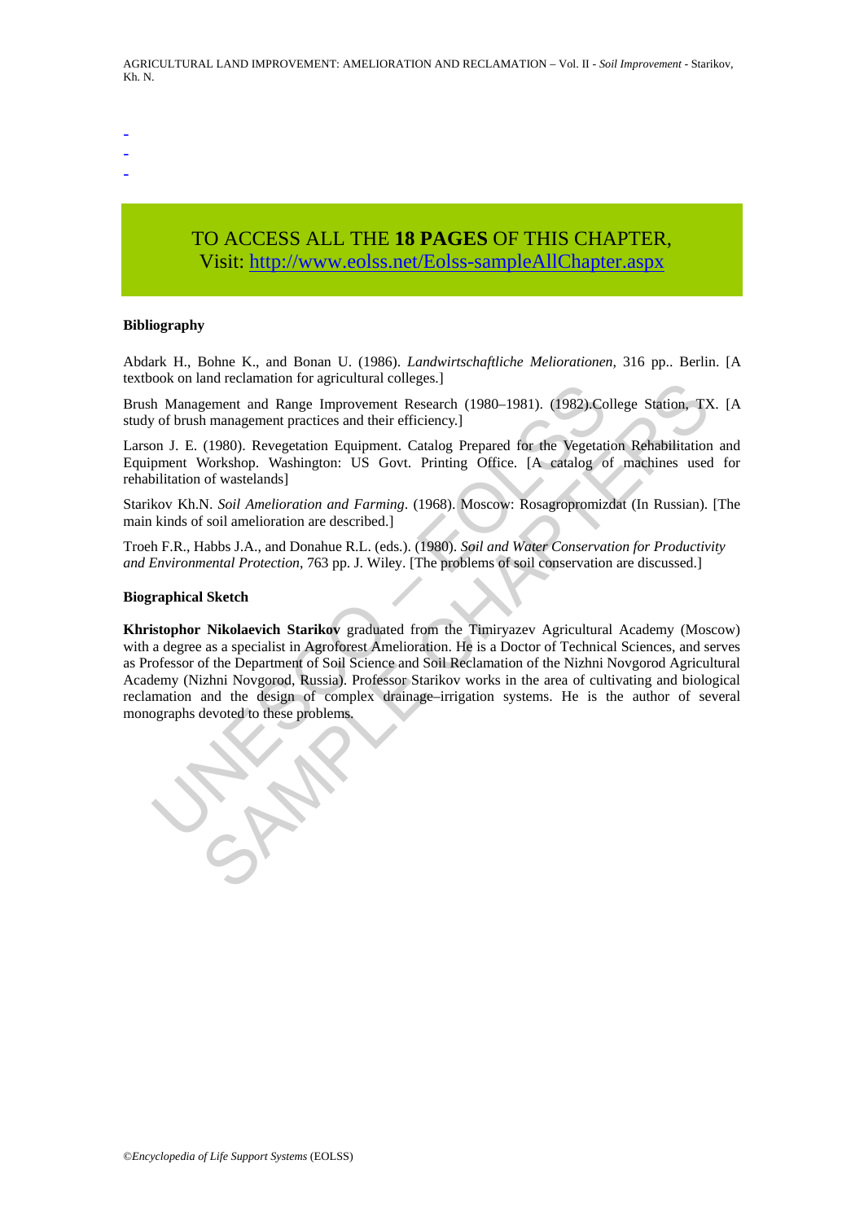-
-
-

TO ACCESS ALL THE **18 PAGES** OF THIS CHAPTER,
Visit: http://www.eolss.net/Eolss-sampleAllChapter.aspx

**Bibliography**

Abdark H., Bohne K., and Bonan U. (1986). *Landwirtschaftliche Meliorationen*, 316 pp.. Berlin. [A textbook on land reclamation for agricultural colleges.]

Brush Management and Range Improvement Research (1980–1981). (1982).College Station, TX. [A study of brush management practices and their efficiency.]

Larson J. E. (1980). Revegetation Equipment. Catalog Prepared for the Vegetation Rehabilitation and Equipment Workshop. Washington: US Govt. Printing Office. [A catalog of machines used for rehabilitation of wastelands]

Starikov Kh.N. *Soil Amelioration and Farming*. (1968). Moscow: Rosagropromizdat (In Russian). [The main kinds of soil amelioration are described.]

Troeh F.R., Habbs J.A., and Donahue R.L. (eds.). (1980). *Soil and Water Conservation for Productivity and Environmental Protection*, 763 pp. J. Wiley. [The problems of soil conservation are discussed.]

**Biographical Sketch**

**Khristophor Nikolaevich Starikov** graduated from the Timiryazev Agricultural Academy (Moscow) with a degree as a specialist in Agroforest Amelioration. He is a Doctor of Technical Sciences, and serves as Professor of the Department of Soil Science and Soil Reclamation of the Nizhni Novgorod Agricultural Academy (Nizhni Novgorod, Russia). Professor Starikov works in the area of cultivating and biological reclamation and the design of complex drainage–irrigation systems. He is the author of several monographs devoted to these problems.